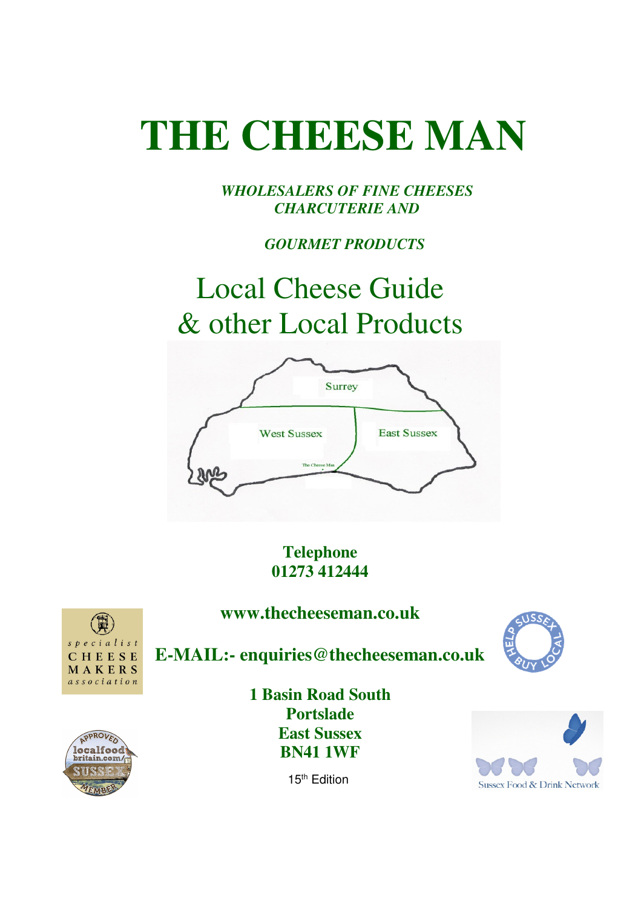# THE CHEESE MAN

***WHOLESALERS OF FINE CHEESES CHARCUTERIE AND***

***GOURMET PRODUCTS***

## Local Cheese Guide & other Local Products

Surrey

West Sussex

East Sussex

The Cheese Man

**Telephone**
**01273 412444**

**www.thecheeseman.co.uk**

**E-MAIL:- enquiries@thecheeseman.co.uk**

**1 Basin Road South**
**Portslade**
**East Sussex**
**BN41 1WF**

15th Edition

specialist CHEESE MAKERS association

HELP SUSSEX BUY LOCAL

APPROVED localfoodbritain.com SUSSEX MEMBER

Sussex Food & Drink Network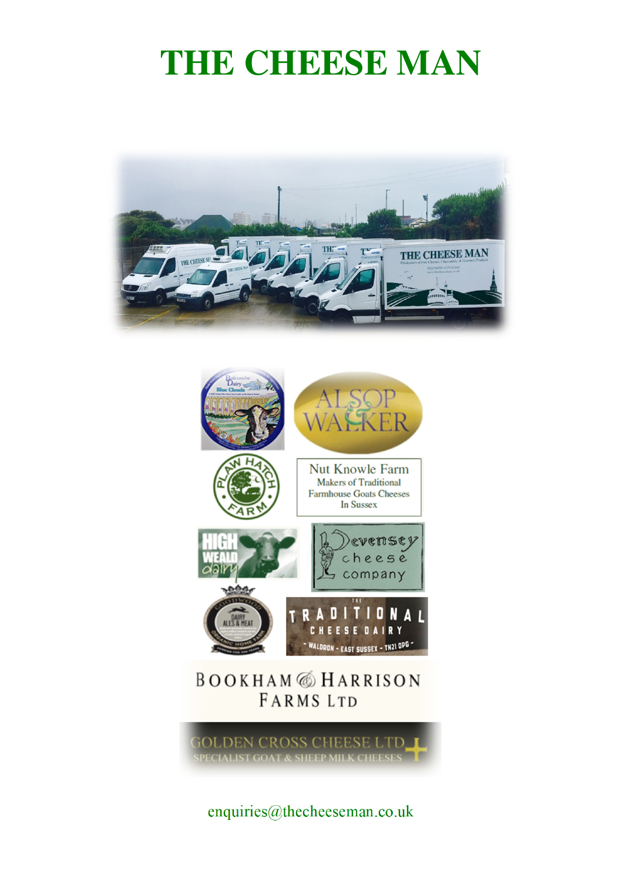# THE CHEESE MAN

enquiries@thecheeseman.co.uk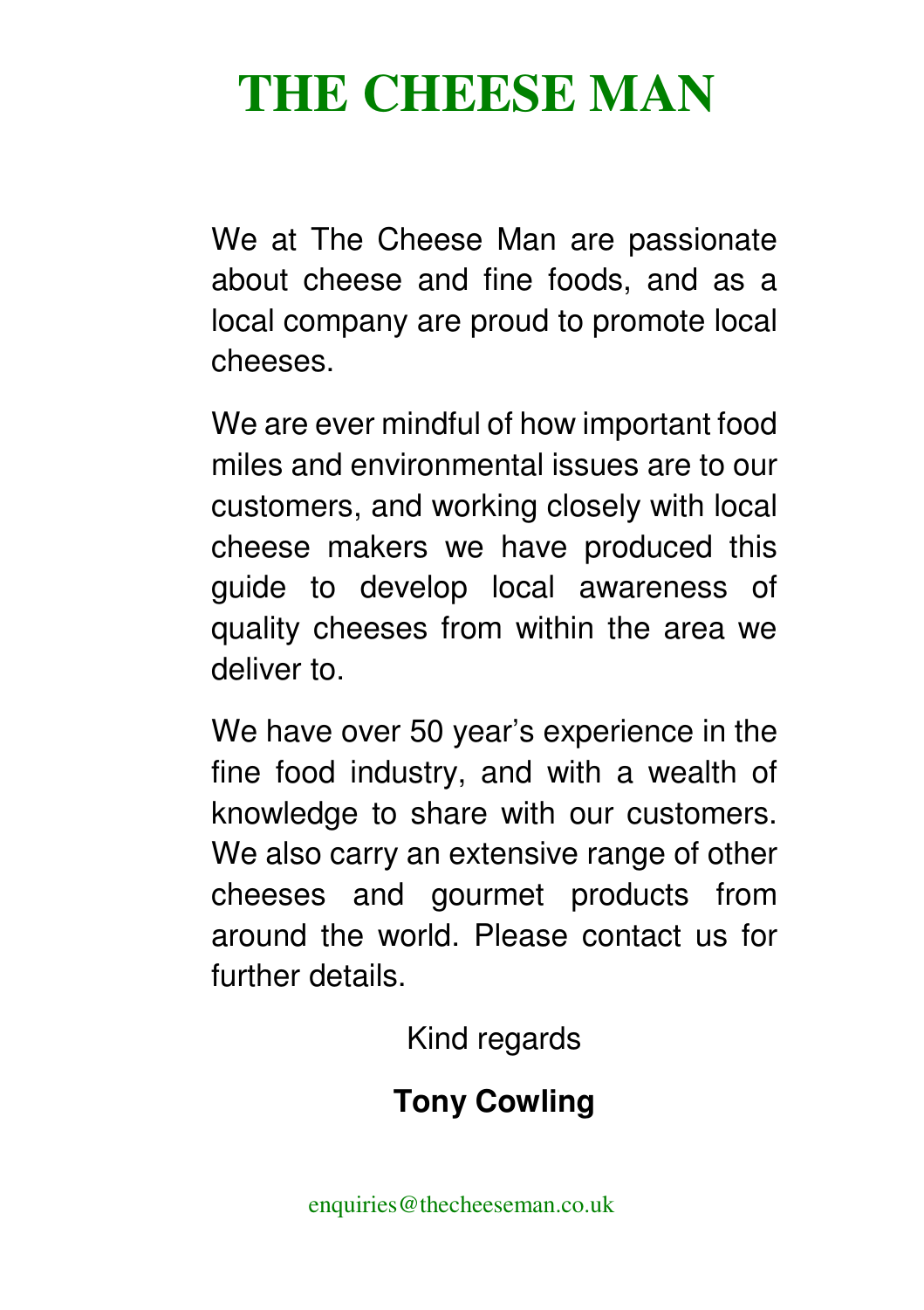# THE CHEESE MAN

We at The Cheese Man are passionate about cheese and fine foods, and as a local company are proud to promote local cheeses.

We are ever mindful of how important food miles and environmental issues are to our customers, and working closely with local cheese makers we have produced this guide to develop local awareness of quality cheeses from within the area we deliver to.

We have over 50 year's experience in the fine food industry, and with a wealth of knowledge to share with our customers. We also carry an extensive range of other cheeses and gourmet products from around the world. Please contact us for further details.

Kind regards

**Tony Cowling**

enquiries@thecheeseman.co.uk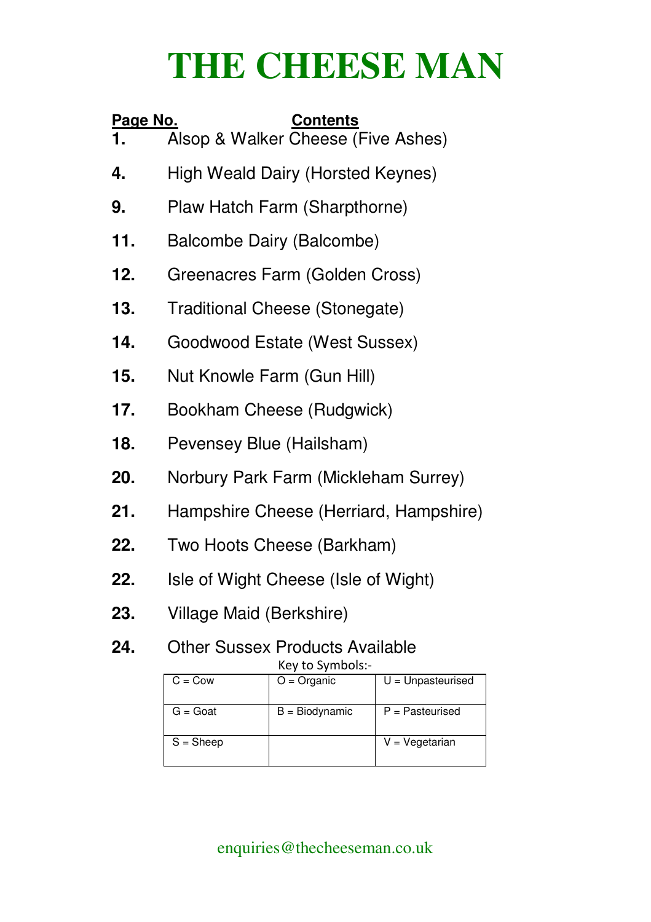# THE CHEESE MAN

| Page No. | Contents |
|---|---|
| **1.** | Alsop & Walker Cheese (Five Ashes) |
| **4.** | High Weald Dairy (Horsted Keynes) |
| **9.** | Plaw Hatch Farm (Sharpthorne) |
| **11.** | Balcombe Dairy (Balcombe) |
| **12.** | Greenacres Farm (Golden Cross) |
| **13.** | Traditional Cheese (Stonegate) |
| **14.** | Goodwood Estate (West Sussex) |
| **15.** | Nut Knowle Farm (Gun Hill) |
| **17.** | Bookham Cheese (Rudgwick) |
| **18.** | Pevensey Blue (Hailsham) |
| **20.** | Norbury Park Farm (Mickleham Surrey) |
| **21.** | Hampshire Cheese (Herriard, Hampshire) |
| **22.** | Two Hoots Cheese (Barkham) |
| **22.** | Isle of Wight Cheese (Isle of Wight) |
| **23.** | Village Maid (Berkshire) |
| **24.** | Other Sussex Products Available |

Key to Symbols:-

| | | |
|---|---|---|
| C = Cow | O = Organic | U = Unpasteurised |
| G = Goat | B = Biodynamic | P = Pasteurised |
| S = Sheep | | V = Vegetarian |

enquiries@thecheeseman.co.uk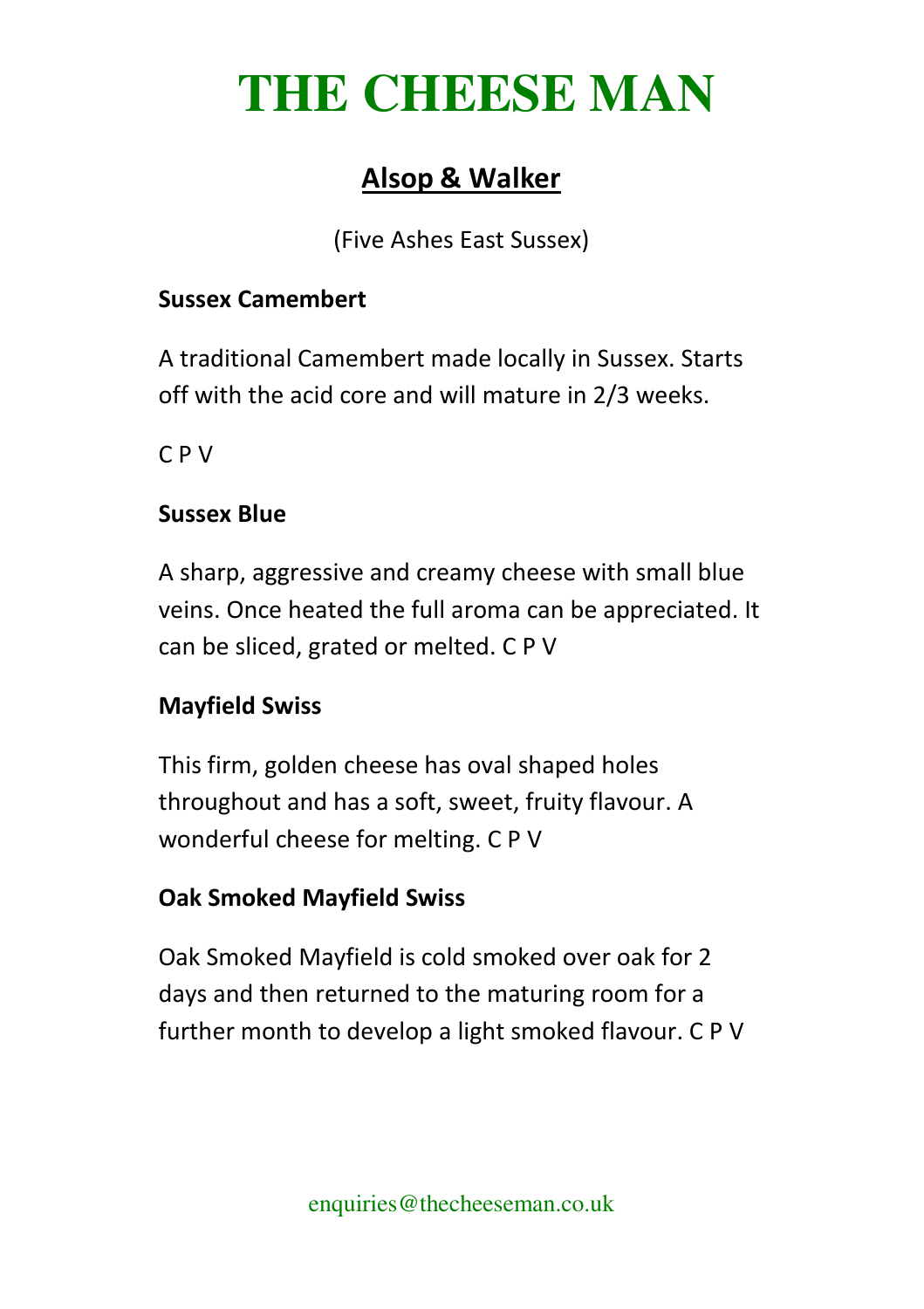# THE CHEESE MAN

## Alsop & Walker

(Five Ashes East Sussex)

**Sussex Camembert**

A traditional Camembert made locally in Sussex. Starts off with the acid core and will mature in 2/3 weeks.

C P V

**Sussex Blue**

A sharp, aggressive and creamy cheese with small blue veins. Once heated the full aroma can be appreciated. It can be sliced, grated or melted. C P V

**Mayfield Swiss**

This firm, golden cheese has oval shaped holes throughout and has a soft, sweet, fruity flavour. A wonderful cheese for melting. C P V

**Oak Smoked Mayfield Swiss**

Oak Smoked Mayfield is cold smoked over oak for 2 days and then returned to the maturing room for a further month to develop a light smoked flavour. C P V

enquiries@thecheeseman.co.uk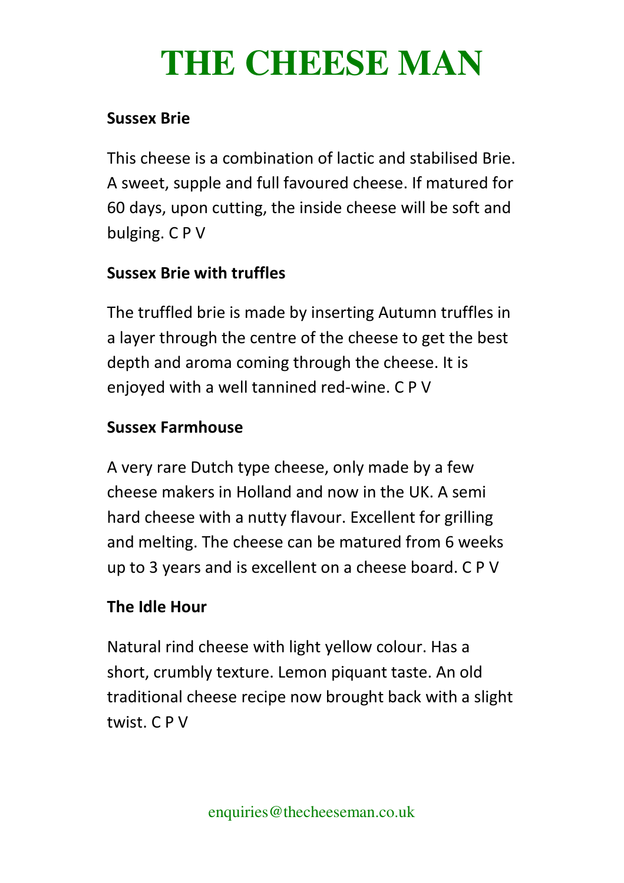# THE CHEESE MAN

**Sussex Brie**

This cheese is a combination of lactic and stabilised Brie. A sweet, supple and full favoured cheese. If matured for 60 days, upon cutting, the inside cheese will be soft and bulging. C P V

**Sussex Brie with truffles**

The truffled brie is made by inserting Autumn truffles in a layer through the centre of the cheese to get the best depth and aroma coming through the cheese. It is enjoyed with a well tannined red-wine. C P V

**Sussex Farmhouse**

A very rare Dutch type cheese, only made by a few cheese makers in Holland and now in the UK. A semi hard cheese with a nutty flavour. Excellent for grilling and melting. The cheese can be matured from 6 weeks up to 3 years and is excellent on a cheese board. C P V

**The Idle Hour**

Natural rind cheese with light yellow colour. Has a short, crumbly texture. Lemon piquant taste. An old traditional cheese recipe now brought back with a slight twist. C P V

enquiries@thecheeseman.co.uk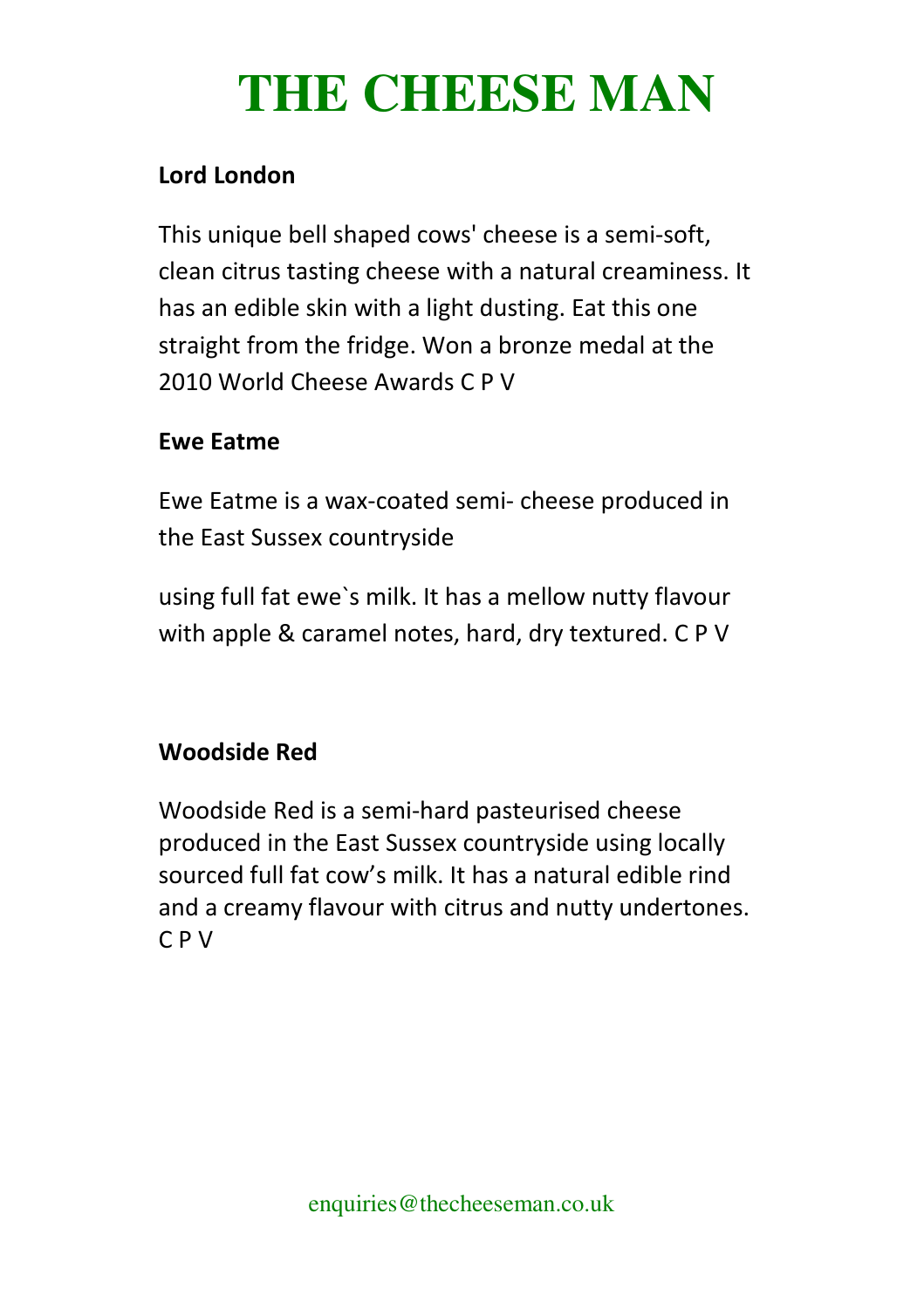# THE CHEESE MAN

**Lord London**

This unique bell shaped cows' cheese is a semi-soft, clean citrus tasting cheese with a natural creaminess. It has an edible skin with a light dusting. Eat this one straight from the fridge. Won a bronze medal at the 2010 World Cheese Awards C P V

**Ewe Eatme**

Ewe Eatme is a wax-coated semi- cheese produced in the East Sussex countryside

using full fat ewe`s milk. It has a mellow nutty flavour with apple & caramel notes, hard, dry textured. C P V

**Woodside Red**

Woodside Red is a semi-hard pasteurised cheese produced in the East Sussex countryside using locally sourced full fat cow's milk. It has a natural edible rind and a creamy flavour with citrus and nutty undertones. C P V

enquiries@thecheeseman.co.uk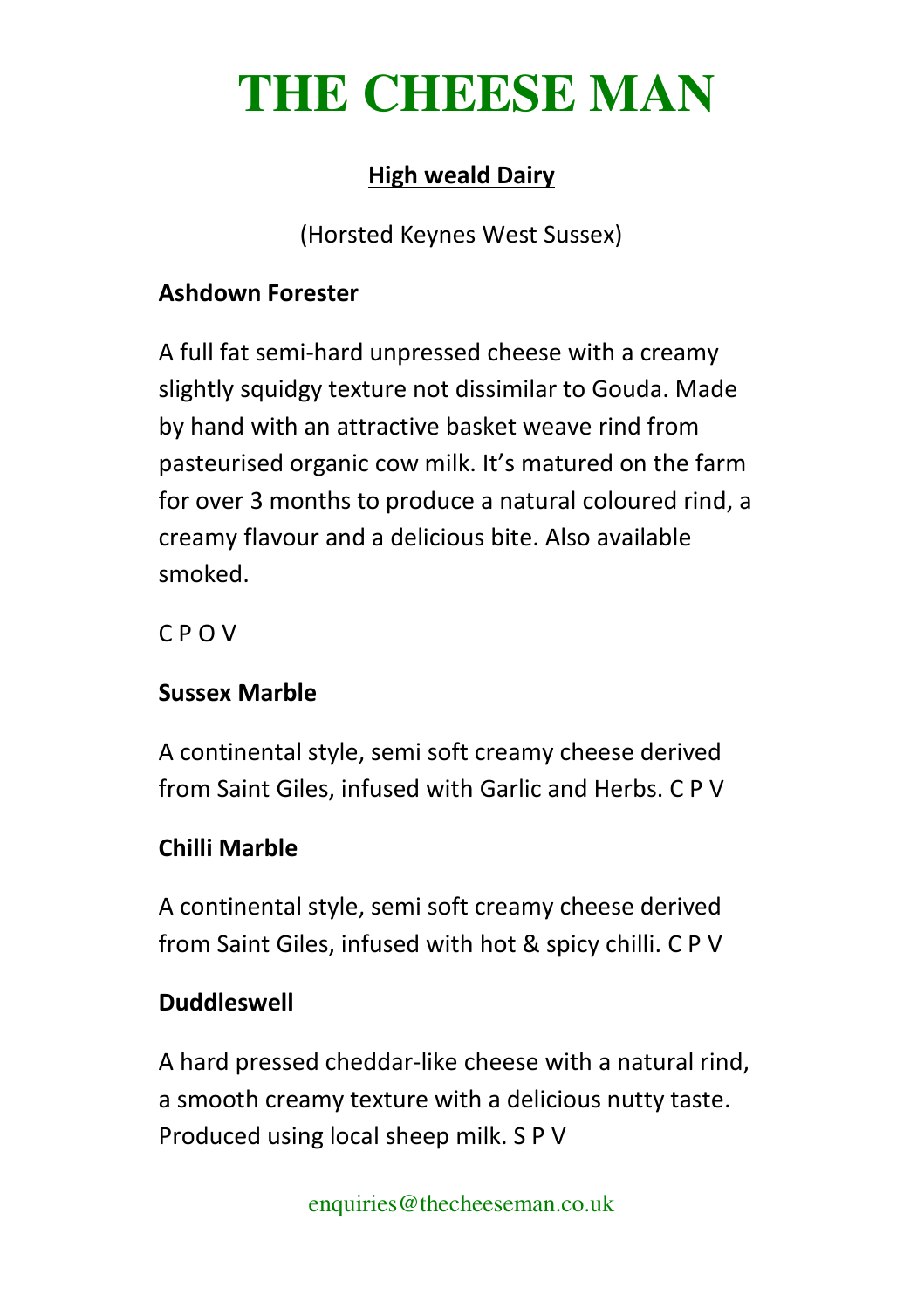# THE CHEESE MAN

## High weald Dairy

(Horsted Keynes West Sussex)

**Ashdown Forester**

A full fat semi-hard unpressed cheese with a creamy slightly squidgy texture not dissimilar to Gouda. Made by hand with an attractive basket weave rind from pasteurised organic cow milk. It's matured on the farm for over 3 months to produce a natural coloured rind, a creamy flavour and a delicious bite. Also available smoked.

C P O V

**Sussex Marble**

A continental style, semi soft creamy cheese derived from Saint Giles, infused with Garlic and Herbs. C P V

**Chilli Marble**

A continental style, semi soft creamy cheese derived from Saint Giles, infused with hot & spicy chilli. C P V

**Duddleswell**

A hard pressed cheddar-like cheese with a natural rind, a smooth creamy texture with a delicious nutty taste. Produced using local sheep milk. S P V

enquiries@thecheeseman.co.uk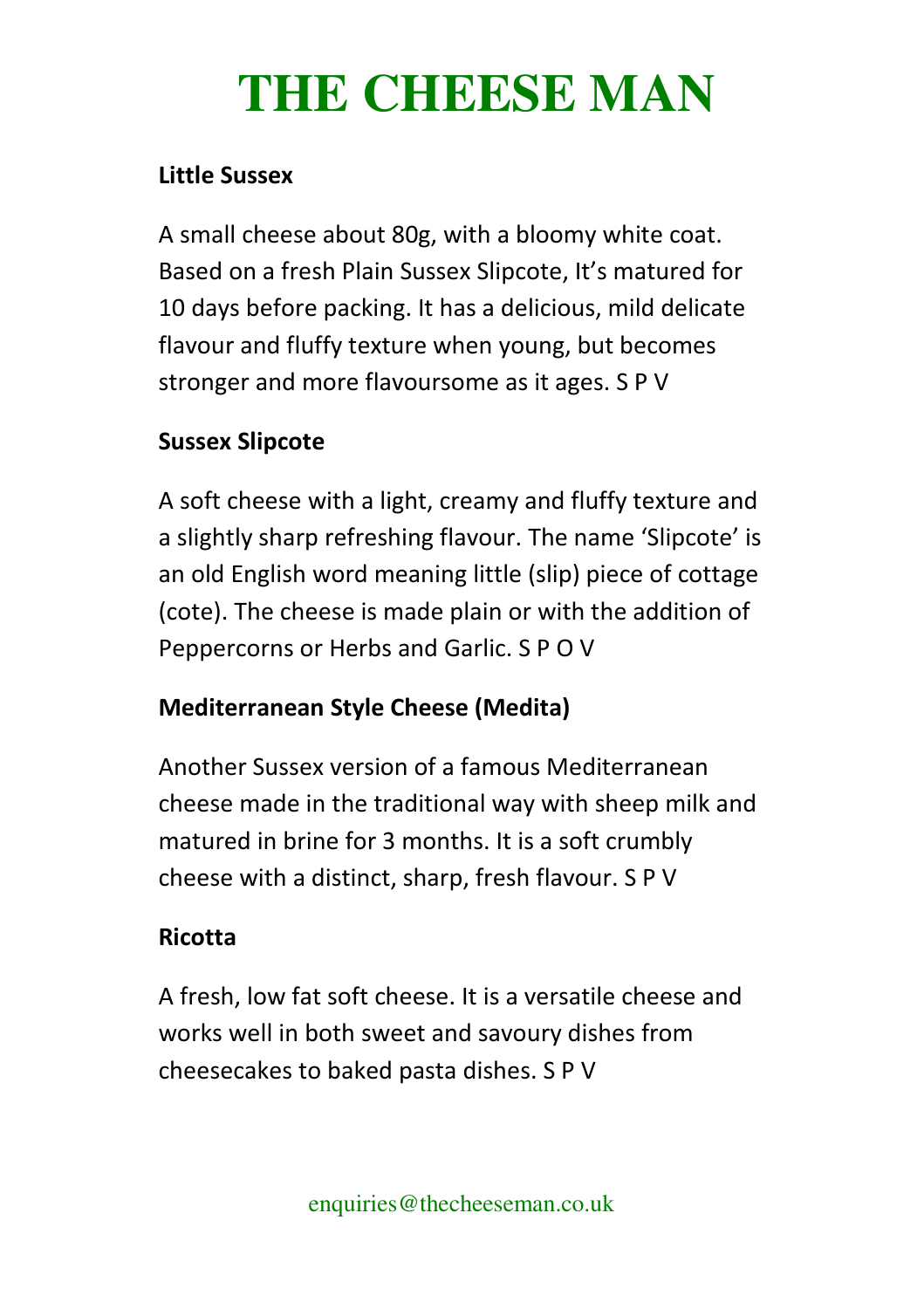# THE CHEESE MAN

**Little Sussex**

A small cheese about 80g, with a bloomy white coat. Based on a fresh Plain Sussex Slipcote, It's matured for 10 days before packing. It has a delicious, mild delicate flavour and fluffy texture when young, but becomes stronger and more flavoursome as it ages. S P V

**Sussex Slipcote**

A soft cheese with a light, creamy and fluffy texture and a slightly sharp refreshing flavour. The name 'Slipcote' is an old English word meaning little (slip) piece of cottage (cote). The cheese is made plain or with the addition of Peppercorns or Herbs and Garlic. S P O V

**Mediterranean Style Cheese (Medita)**

Another Sussex version of a famous Mediterranean cheese made in the traditional way with sheep milk and matured in brine for 3 months. It is a soft crumbly cheese with a distinct, sharp, fresh flavour. S P V

**Ricotta**

A fresh, low fat soft cheese. It is a versatile cheese and works well in both sweet and savoury dishes from cheesecakes to baked pasta dishes. S P V

enquiries@thecheeseman.co.uk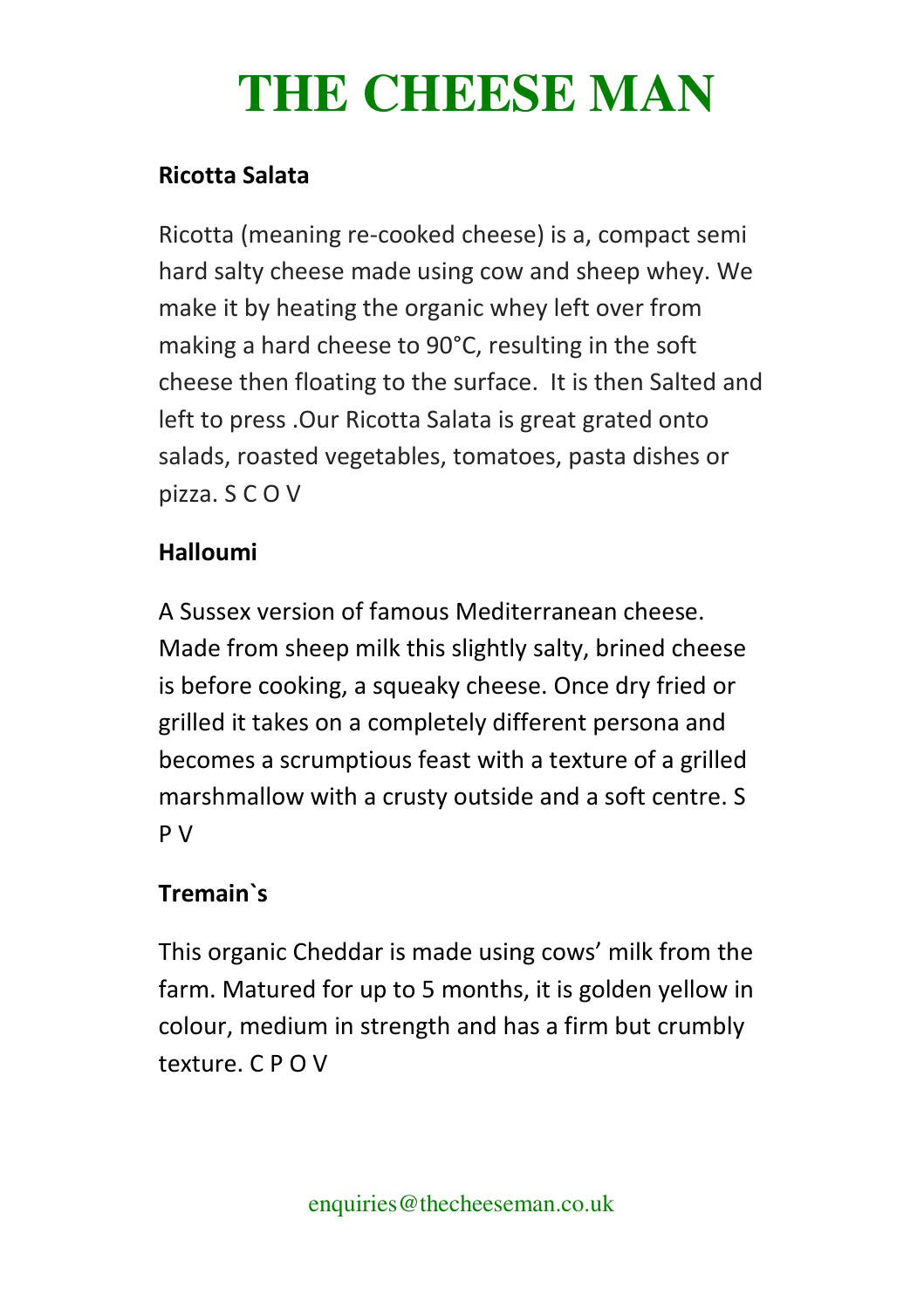# THE CHEESE MAN

**Ricotta Salata**

Ricotta (meaning re-cooked cheese) is a, compact semi hard salty cheese made using cow and sheep whey. We make it by heating the organic whey left over from making a hard cheese to 90°C, resulting in the soft cheese then floating to the surface.  It is then Salted and left to press .Our Ricotta Salata is great grated onto salads, roasted vegetables, tomatoes, pasta dishes or pizza. S C O V

**Halloumi**

A Sussex version of famous Mediterranean cheese. Made from sheep milk this slightly salty, brined cheese is before cooking, a squeaky cheese. Once dry fried or grilled it takes on a completely different persona and becomes a scrumptious feast with a texture of a grilled marshmallow with a crusty outside and a soft centre. S P V

**Tremain`s**

This organic Cheddar is made using cows' milk from the farm. Matured for up to 5 months, it is golden yellow in colour, medium in strength and has a firm but crumbly texture. C P O V

enquiries@thecheeseman.co.uk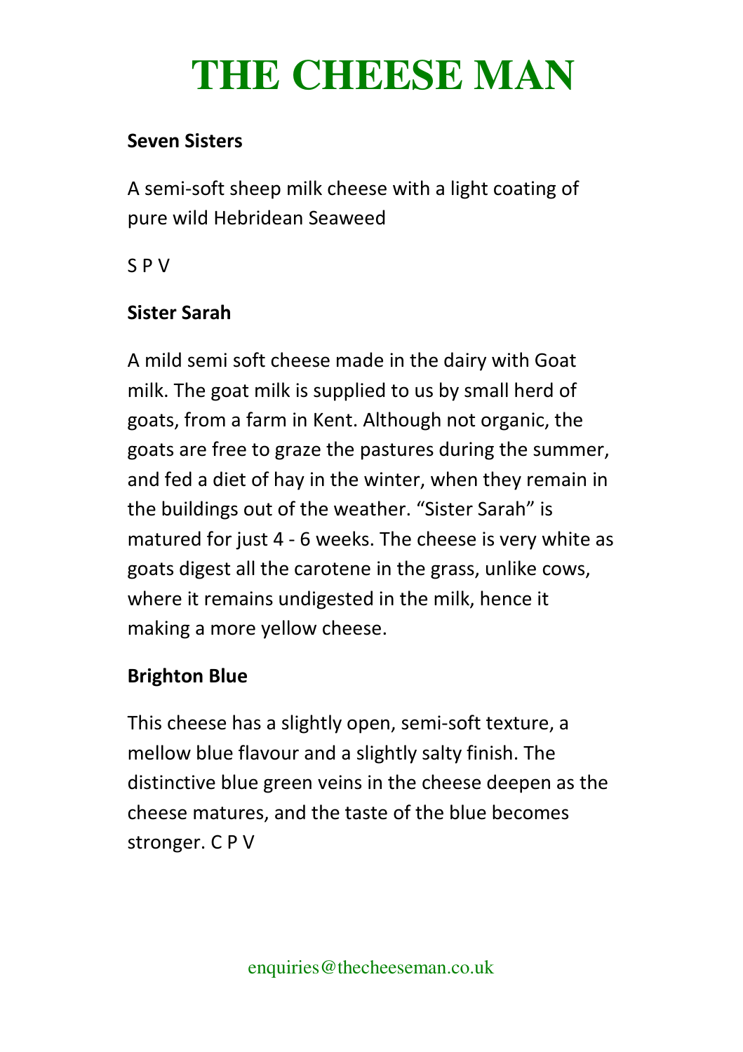# THE CHEESE MAN

**Seven Sisters**

A semi-soft sheep milk cheese with a light coating of pure wild Hebridean Seaweed

S P V

**Sister Sarah**

A mild semi soft cheese made in the dairy with Goat milk. The goat milk is supplied to us by small herd of goats, from a farm in Kent. Although not organic, the goats are free to graze the pastures during the summer, and fed a diet of hay in the winter, when they remain in the buildings out of the weather. "Sister Sarah" is matured for just 4 - 6 weeks. The cheese is very white as goats digest all the carotene in the grass, unlike cows, where it remains undigested in the milk, hence it making a more yellow cheese.

**Brighton Blue**

This cheese has a slightly open, semi-soft texture, a mellow blue flavour and a slightly salty finish. The distinctive blue green veins in the cheese deepen as the cheese matures, and the taste of the blue becomes stronger. C P V

enquiries@thecheeseman.co.uk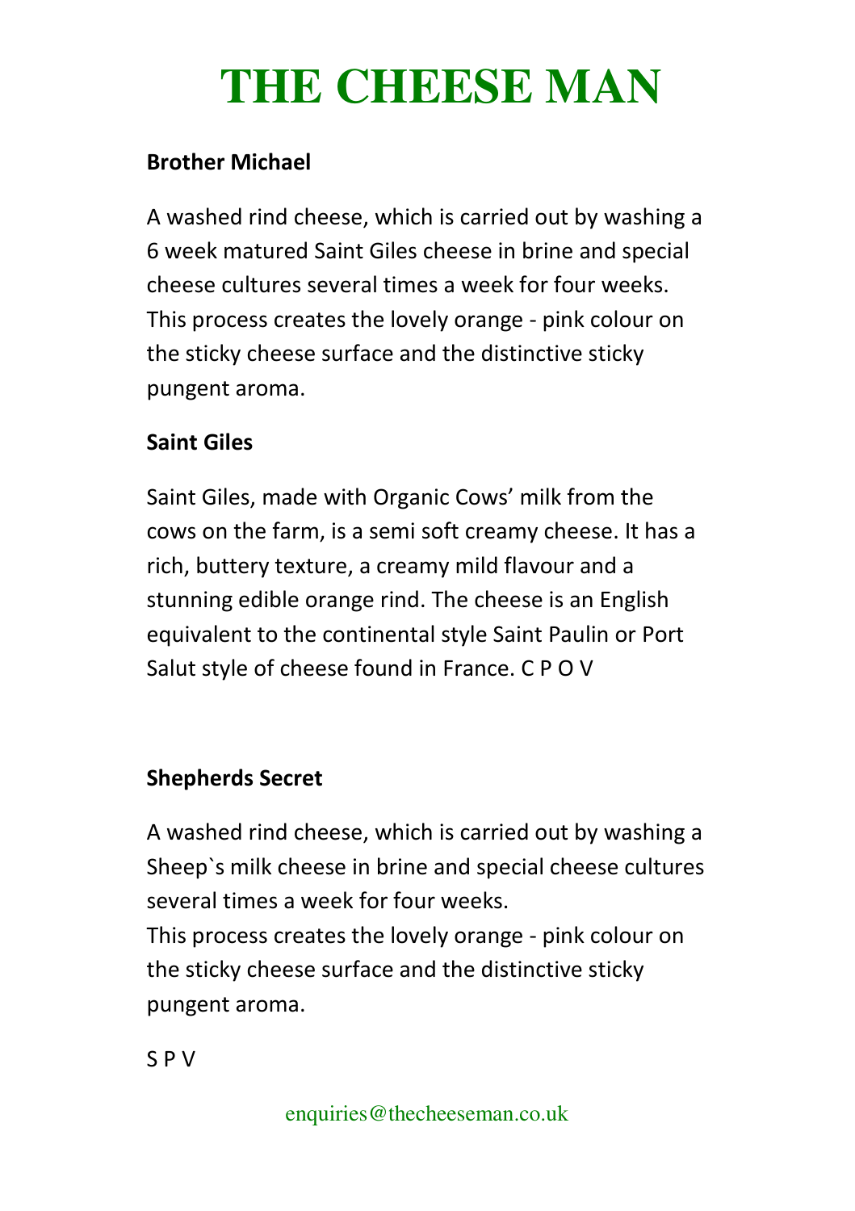# THE CHEESE MAN

**Brother Michael**

A washed rind cheese, which is carried out by washing a 6 week matured Saint Giles cheese in brine and special cheese cultures several times a week for four weeks. This process creates the lovely orange - pink colour on the sticky cheese surface and the distinctive sticky pungent aroma.

**Saint Giles**

Saint Giles, made with Organic Cows' milk from the cows on the farm, is a semi soft creamy cheese. It has a rich, buttery texture, a creamy mild flavour and a stunning edible orange rind. The cheese is an English equivalent to the continental style Saint Paulin or Port Salut style of cheese found in France. C P O V

**Shepherds Secret**

A washed rind cheese, which is carried out by washing a Sheep`s milk cheese in brine and special cheese cultures several times a week for four weeks.
This process creates the lovely orange - pink colour on the sticky cheese surface and the distinctive sticky pungent aroma.

S P V

enquiries@thecheeseman.co.uk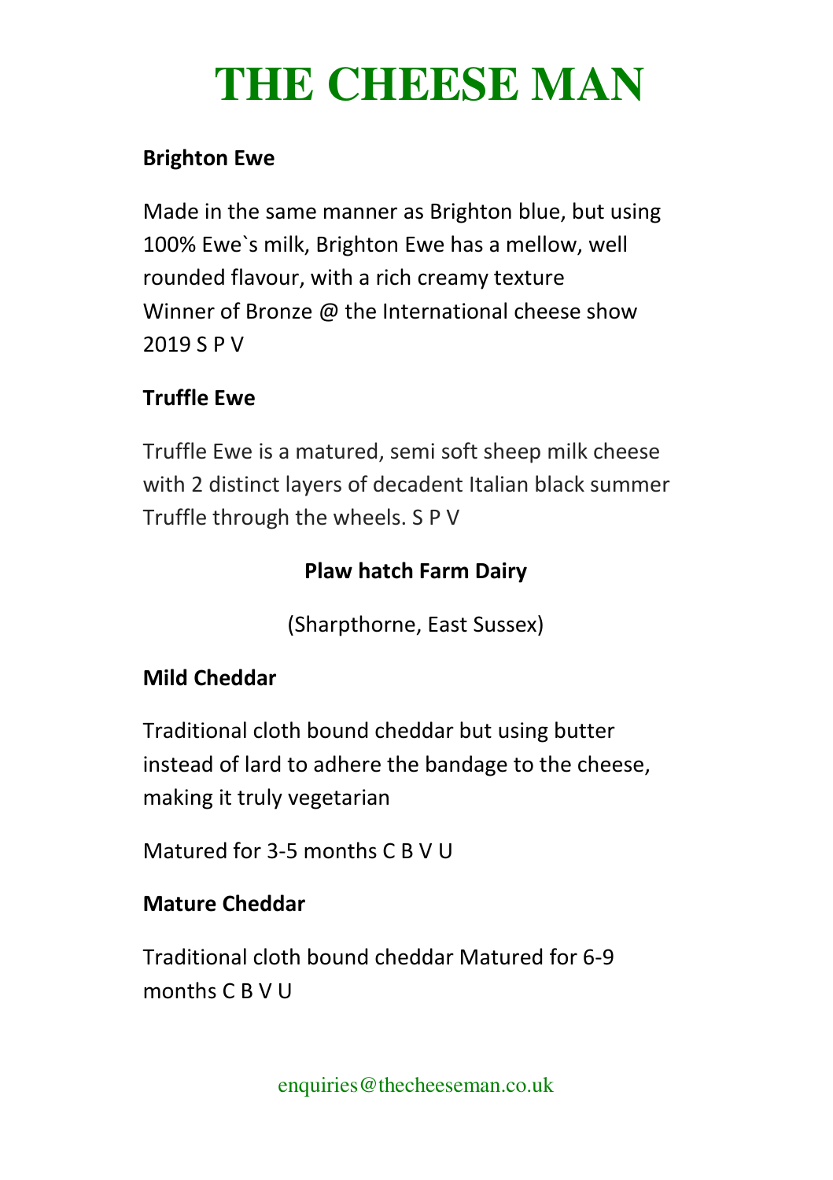# THE CHEESE MAN

**Brighton Ewe**

Made in the same manner as Brighton blue, but using 100% Ewe`s milk, Brighton Ewe has a mellow, well rounded flavour, with a rich creamy texture
Winner of Bronze @ the International cheese show 2019 S P V

**Truffle Ewe**

Truffle Ewe is a matured, semi soft sheep milk cheese with 2 distinct layers of decadent Italian black summer Truffle through the wheels. S P V

**Plaw hatch Farm Dairy**

(Sharpthorne, East Sussex)

**Mild Cheddar**

Traditional cloth bound cheddar but using butter instead of lard to adhere the bandage to the cheese, making it truly vegetarian

Matured for 3-5 months C B V U

**Mature Cheddar**

Traditional cloth bound cheddar Matured for 6-9 months C B V U

enquiries@thecheeseman.co.uk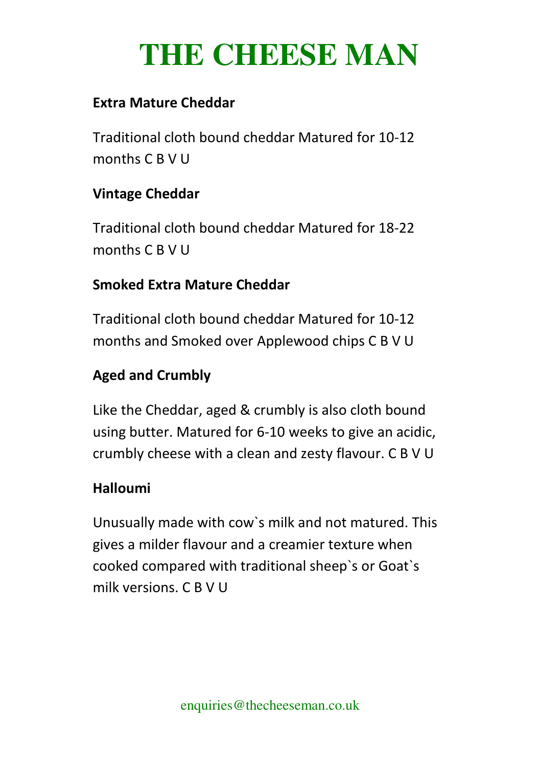# THE CHEESE MAN

**Extra Mature Cheddar**

Traditional cloth bound cheddar Matured for 10-12 months C B V U

**Vintage Cheddar**

Traditional cloth bound cheddar Matured for 18-22 months C B V U

**Smoked Extra Mature Cheddar**

Traditional cloth bound cheddar Matured for 10-12 months and Smoked over Applewood chips C B V U

**Aged and Crumbly**

Like the Cheddar, aged & crumbly is also cloth bound using butter. Matured for 6-10 weeks to give an acidic, crumbly cheese with a clean and zesty flavour. C B V U

**Halloumi**

Unusually made with cow`s milk and not matured. This gives a milder flavour and a creamier texture when cooked compared with traditional sheep`s or Goat`s milk versions. C B V U

enquiries@thecheeseman.co.uk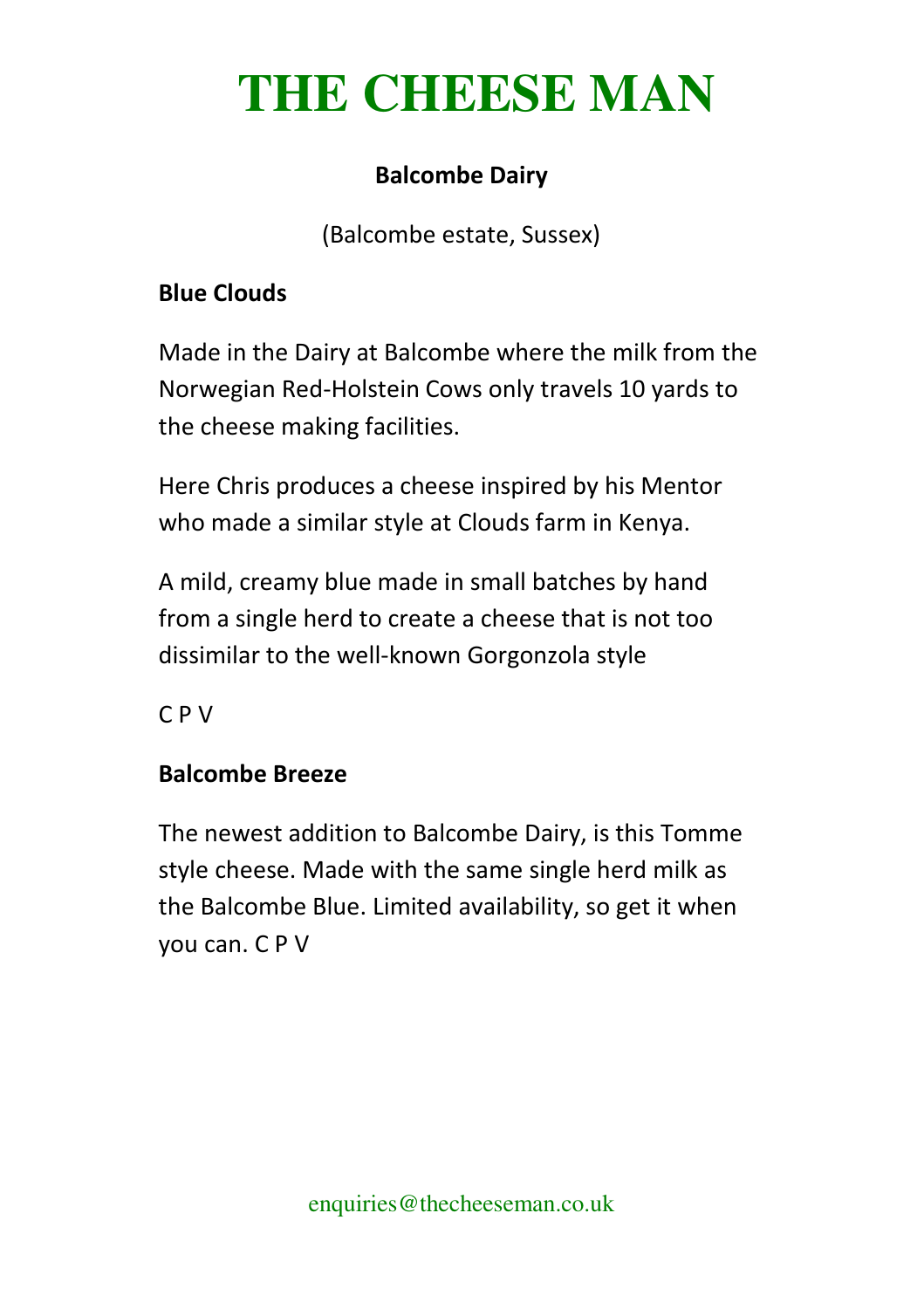# THE CHEESE MAN

**Balcombe Dairy**

(Balcombe estate, Sussex)

**Blue Clouds**

Made in the Dairy at Balcombe where the milk from the Norwegian Red-Holstein Cows only travels 10 yards to the cheese making facilities.

Here Chris produces a cheese inspired by his Mentor who made a similar style at Clouds farm in Kenya.

A mild, creamy blue made in small batches by hand from a single herd to create a cheese that is not too dissimilar to the well-known Gorgonzola style

C P V

**Balcombe Breeze**

The newest addition to Balcombe Dairy, is this Tomme style cheese. Made with the same single herd milk as the Balcombe Blue. Limited availability, so get it when you can. C P V

enquiries@thecheeseman.co.uk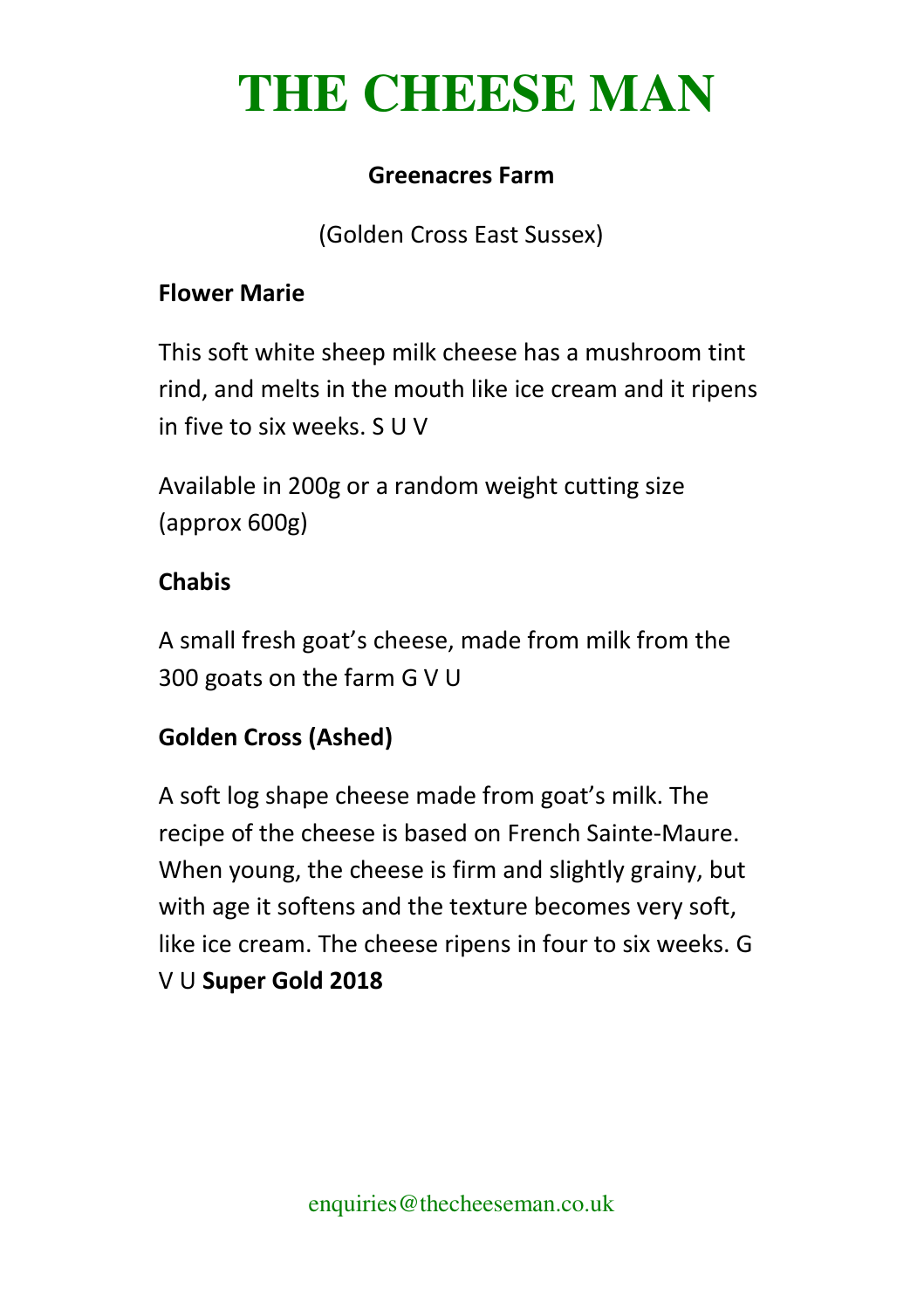# THE CHEESE MAN

**Greenacres Farm**

(Golden Cross East Sussex)

**Flower Marie**

This soft white sheep milk cheese has a mushroom tint rind, and melts in the mouth like ice cream and it ripens in five to six weeks. S U V

Available in 200g or a random weight cutting size (approx 600g)

**Chabis**

A small fresh goat's cheese, made from milk from the 300 goats on the farm G V U

**Golden Cross (Ashed)**

A soft log shape cheese made from goat's milk. The recipe of the cheese is based on French Sainte-Maure. When young, the cheese is firm and slightly grainy, but with age it softens and the texture becomes very soft, like ice cream. The cheese ripens in four to six weeks. G V U **Super Gold 2018**

enquiries@thecheeseman.co.uk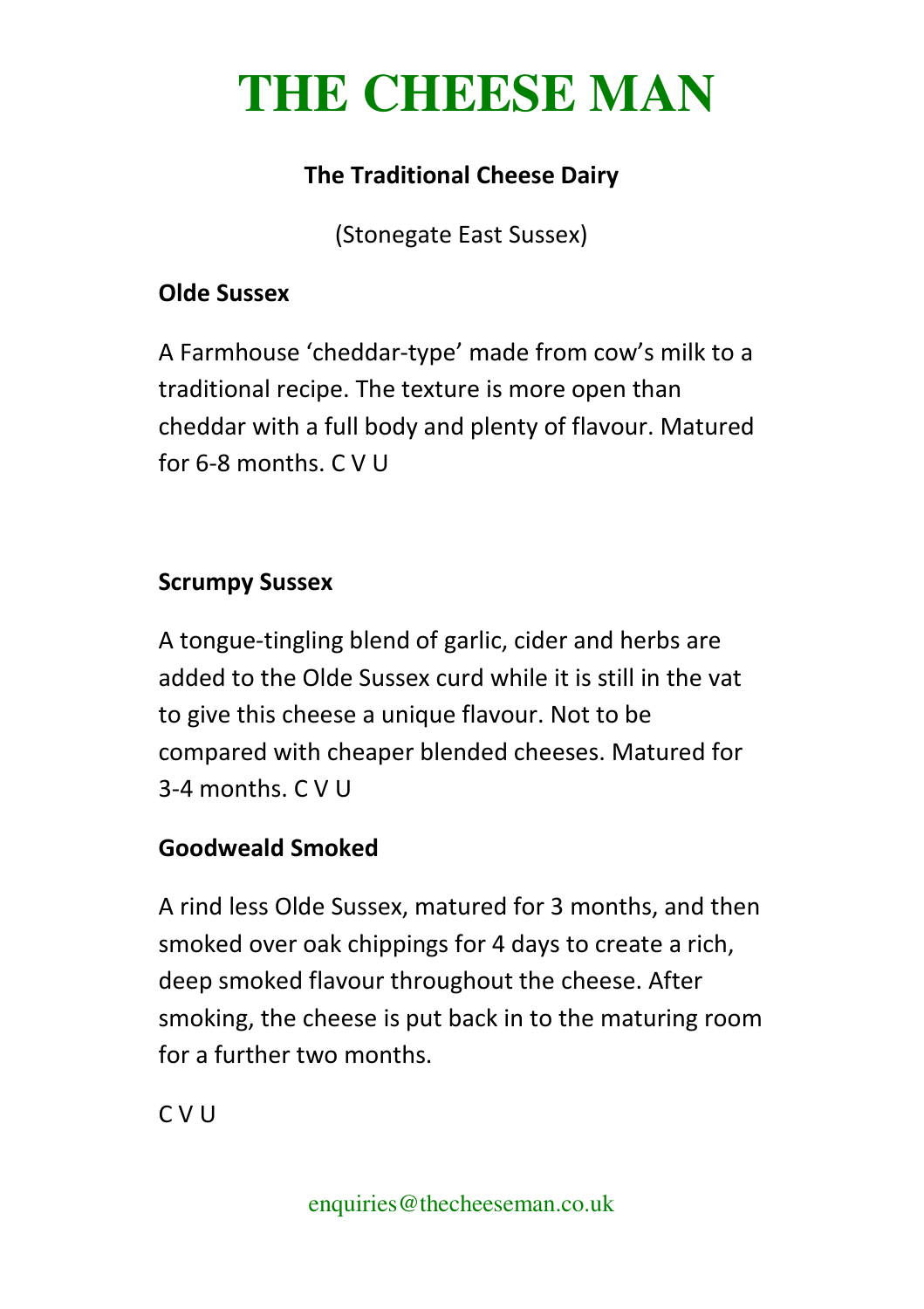# THE CHEESE MAN

### The Traditional Cheese Dairy

(Stonegate East Sussex)

**Olde Sussex**

A Farmhouse 'cheddar-type' made from cow's milk to a traditional recipe. The texture is more open than cheddar with a full body and plenty of flavour. Matured for 6-8 months. C V U

**Scrumpy Sussex**

A tongue-tingling blend of garlic, cider and herbs are added to the Olde Sussex curd while it is still in the vat to give this cheese a unique flavour. Not to be compared with cheaper blended cheeses. Matured for 3-4 months. C V U

**Goodweald Smoked**

A rind less Olde Sussex, matured for 3 months, and then smoked over oak chippings for 4 days to create a rich, deep smoked flavour throughout the cheese. After smoking, the cheese is put back in to the maturing room for a further two months.

C V U

enquiries@thecheeseman.co.uk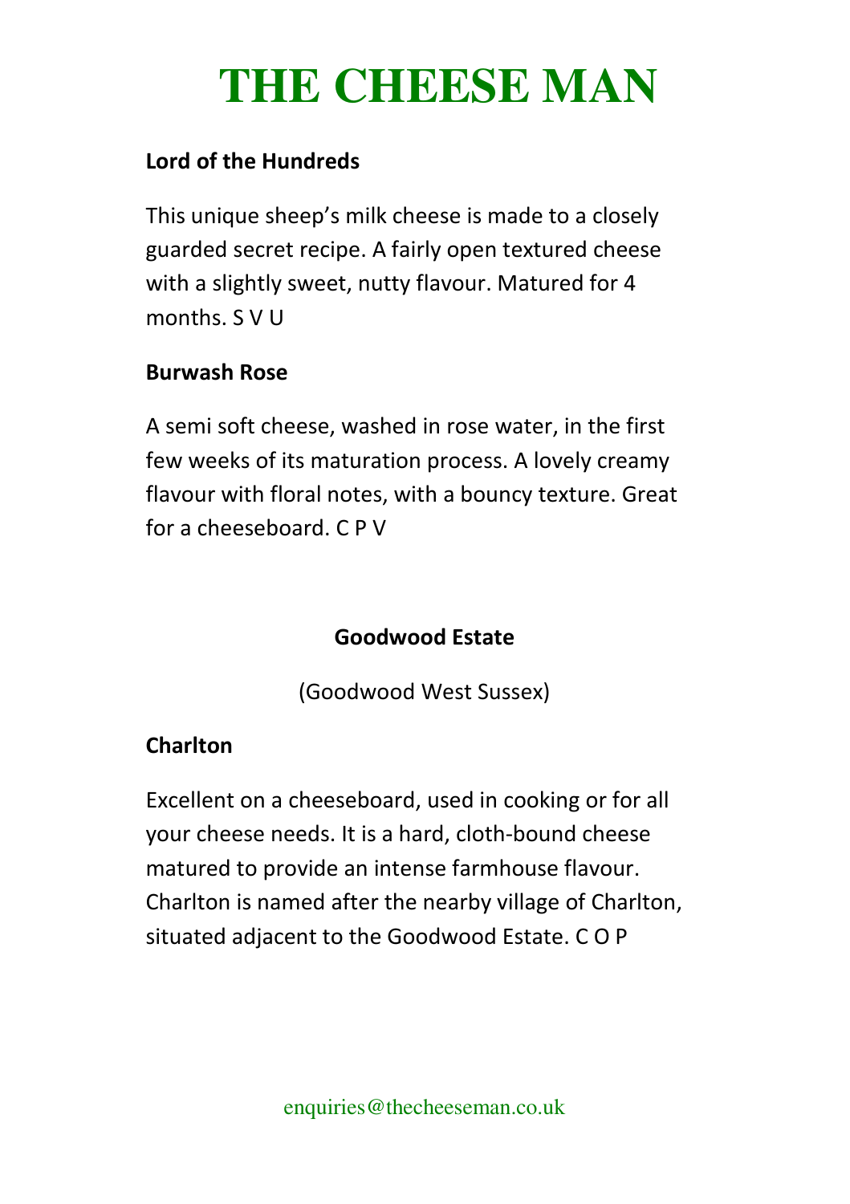# THE CHEESE MAN

**Lord of the Hundreds**

This unique sheep's milk cheese is made to a closely guarded secret recipe. A fairly open textured cheese with a slightly sweet, nutty flavour. Matured for 4 months. S V U

**Burwash Rose**

A semi soft cheese, washed in rose water, in the first few weeks of its maturation process. A lovely creamy flavour with floral notes, with a bouncy texture. Great for a cheeseboard. C P V

## Goodwood Estate

(Goodwood West Sussex)

**Charlton**

Excellent on a cheeseboard, used in cooking or for all your cheese needs. It is a hard, cloth-bound cheese matured to provide an intense farmhouse flavour. Charlton is named after the nearby village of Charlton, situated adjacent to the Goodwood Estate. C O P

enquiries@thecheeseman.co.uk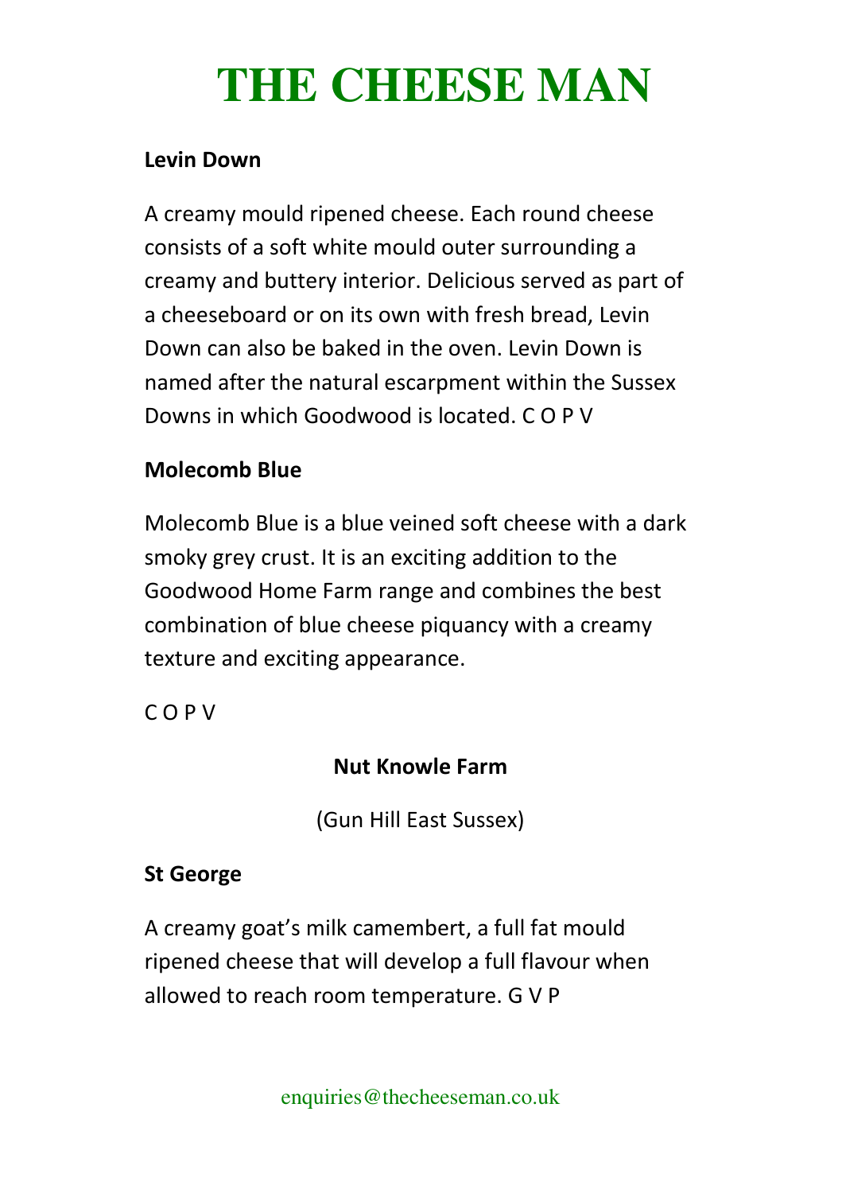# THE CHEESE MAN

**Levin Down**

A creamy mould ripened cheese. Each round cheese consists of a soft white mould outer surrounding a creamy and buttery interior. Delicious served as part of a cheeseboard or on its own with fresh bread, Levin Down can also be baked in the oven. Levin Down is named after the natural escarpment within the Sussex Downs in which Goodwood is located. C O P V

**Molecomb Blue**

Molecomb Blue is a blue veined soft cheese with a dark smoky grey crust. It is an exciting addition to the Goodwood Home Farm range and combines the best combination of blue cheese piquancy with a creamy texture and exciting appearance.

C O P V

**Nut Knowle Farm**

(Gun Hill East Sussex)

**St George**

A creamy goat's milk camembert, a full fat mould ripened cheese that will develop a full flavour when allowed to reach room temperature. G V P

enquiries@thecheeseman.co.uk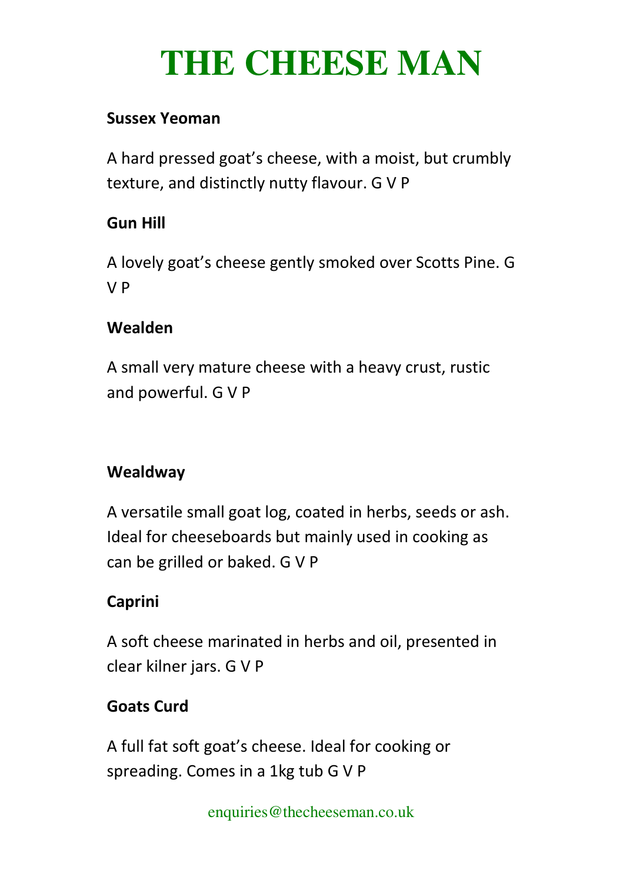# THE CHEESE MAN

**Sussex Yeoman**

A hard pressed goat's cheese, with a moist, but crumbly texture, and distinctly nutty flavour. G V P

**Gun Hill**

A lovely goat's cheese gently smoked over Scotts Pine. G V P

**Wealden**

A small very mature cheese with a heavy crust, rustic and powerful. G V P

**Wealdway**

A versatile small goat log, coated in herbs, seeds or ash. Ideal for cheeseboards but mainly used in cooking as can be grilled or baked. G V P

**Caprini**

A soft cheese marinated in herbs and oil, presented in clear kilner jars. G V P

**Goats Curd**

A full fat soft goat's cheese. Ideal for cooking or spreading. Comes in a 1kg tub G V P

enquiries@thecheeseman.co.uk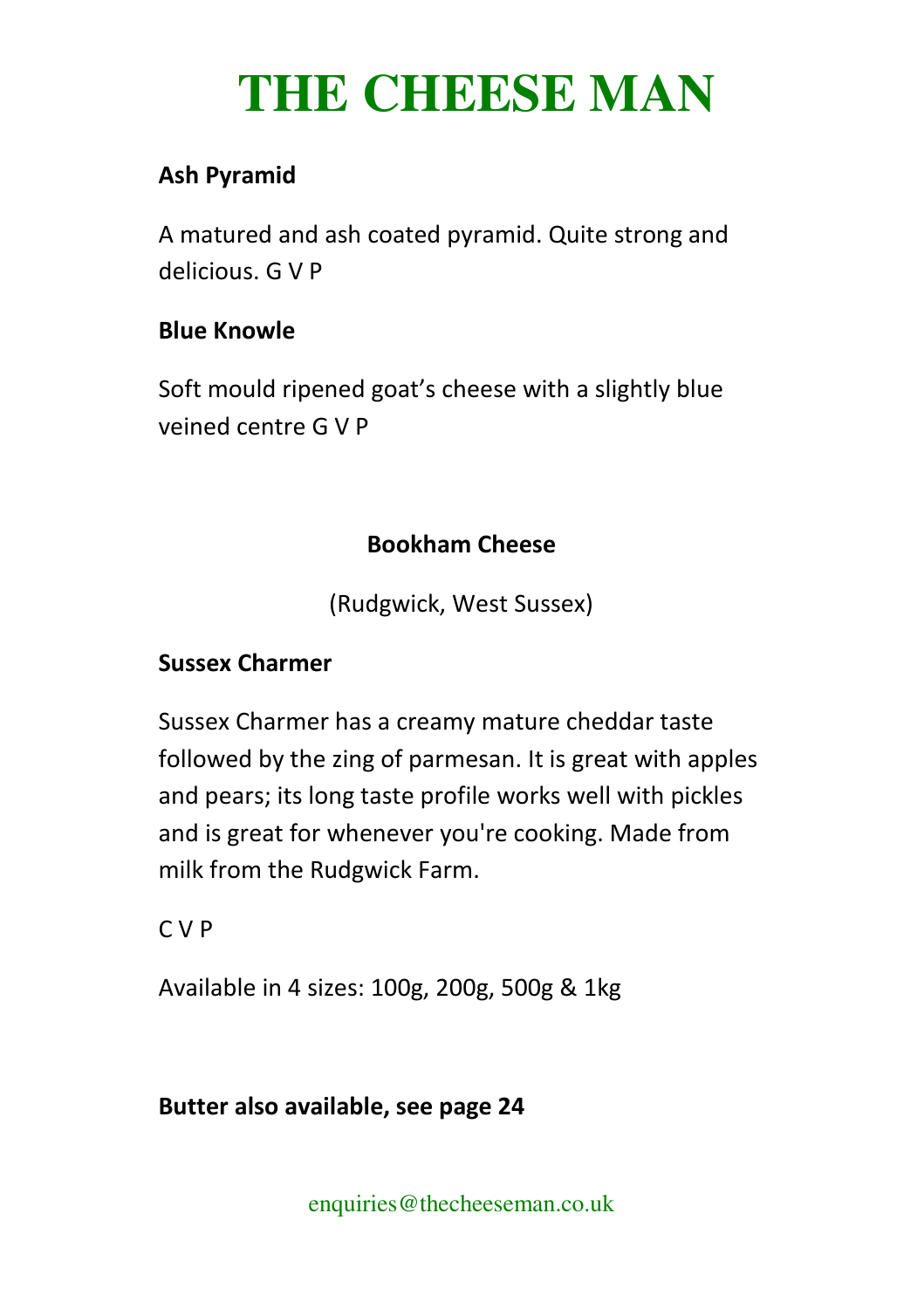# THE CHEESE MAN

**Ash Pyramid**

A matured and ash coated pyramid. Quite strong and delicious. G V P

**Blue Knowle**

Soft mould ripened goat's cheese with a slightly blue veined centre G V P

## Bookham Cheese

(Rudgwick, West Sussex)

**Sussex Charmer**

Sussex Charmer has a creamy mature cheddar taste followed by the zing of parmesan. It is great with apples and pears; its long taste profile works well with pickles and is great for whenever you're cooking. Made from milk from the Rudgwick Farm.

C V P

Available in 4 sizes: 100g, 200g, 500g & 1kg

**Butter also available, see page 24**

enquiries@thecheeseman.co.uk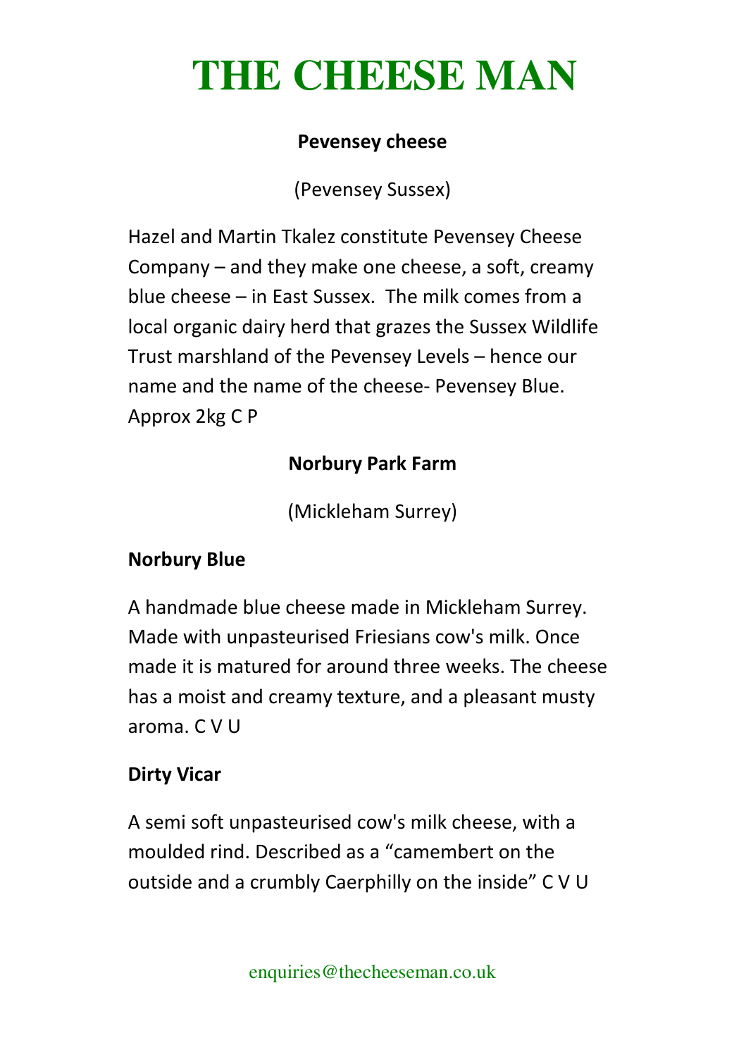# THE CHEESE MAN

**Pevensey cheese**

(Pevensey Sussex)

Hazel and Martin Tkalez constitute Pevensey Cheese Company – and they make one cheese, a soft, creamy blue cheese – in East Sussex. The milk comes from a local organic dairy herd that grazes the Sussex Wildlife Trust marshland of the Pevensey Levels – hence our name and the name of the cheese- Pevensey Blue. Approx 2kg C P

**Norbury Park Farm**

(Mickleham Surrey)

**Norbury Blue**

A handmade blue cheese made in Mickleham Surrey. Made with unpasteurised Friesians cow's milk. Once made it is matured for around three weeks. The cheese has a moist and creamy texture, and a pleasant musty aroma. C V U

**Dirty Vicar**

A semi soft unpasteurised cow's milk cheese, with a moulded rind. Described as a "camembert on the outside and a crumbly Caerphilly on the inside" C V U

enquiries@thecheeseman.co.uk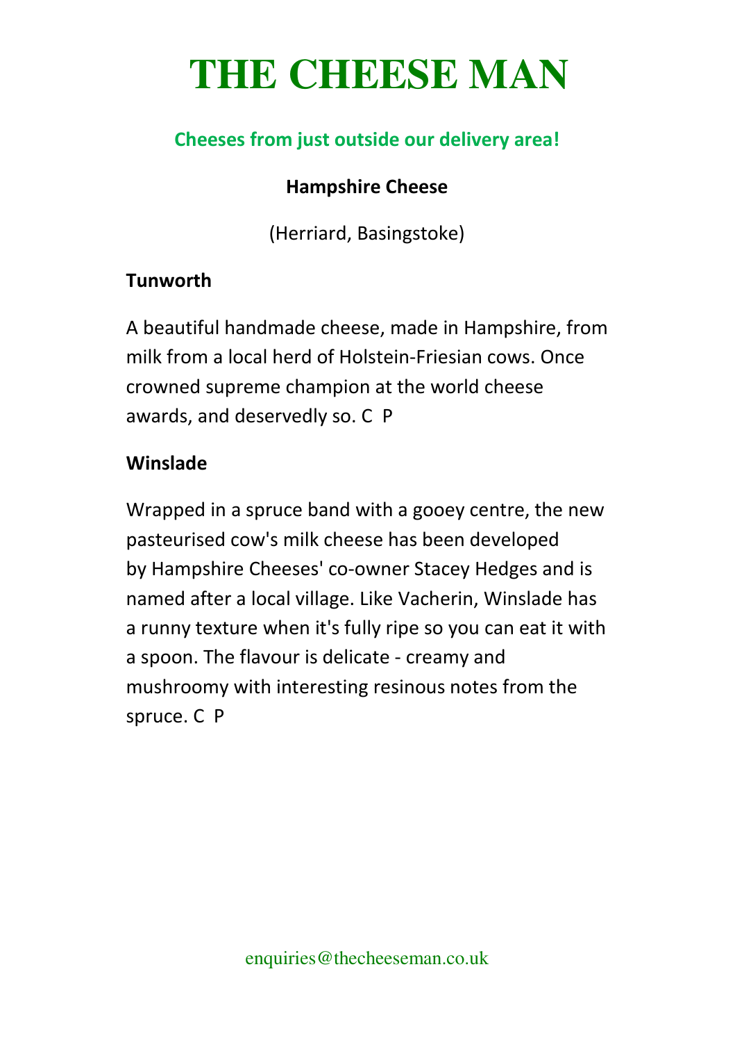# THE CHEESE MAN

## Cheeses from just outside our delivery area!

### Hampshire Cheese

(Herriard, Basingstoke)

**Tunworth**

A beautiful handmade cheese, made in Hampshire, from milk from a local herd of Holstein-Friesian cows. Once crowned supreme champion at the world cheese awards, and deservedly so. C  P

**Winslade**

Wrapped in a spruce band with a gooey centre, the new pasteurised cow's milk cheese has been developed by Hampshire Cheeses' co-owner Stacey Hedges and is named after a local village. Like Vacherin, Winslade has a runny texture when it's fully ripe so you can eat it with a spoon. The flavour is delicate - creamy and mushroomy with interesting resinous notes from the spruce. C  P

enquiries@thecheeseman.co.uk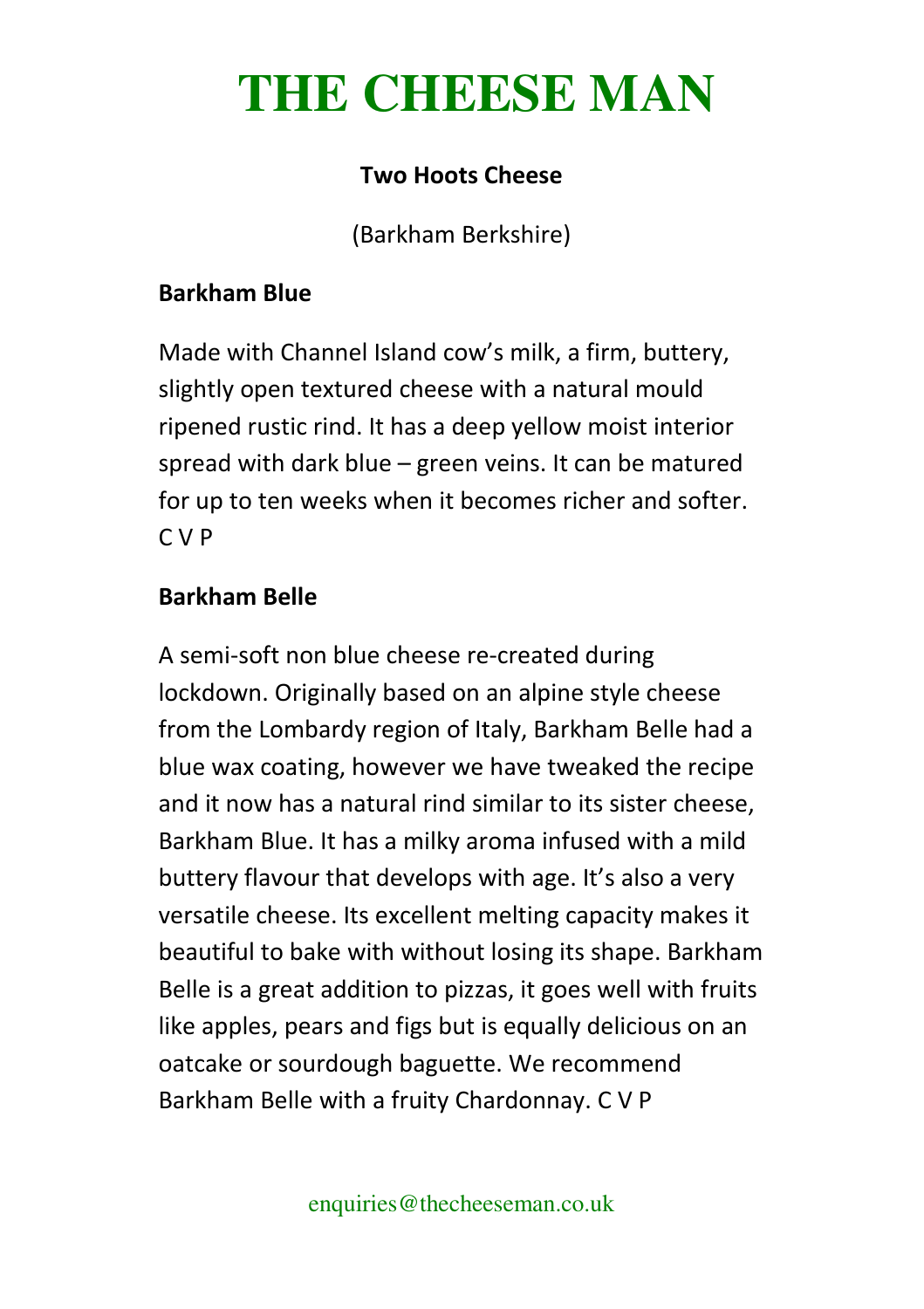# THE CHEESE MAN

**Two Hoots Cheese**

(Barkham Berkshire)

**Barkham Blue**

Made with Channel Island cow's milk, a firm, buttery, slightly open textured cheese with a natural mould ripened rustic rind. It has a deep yellow moist interior spread with dark blue – green veins. It can be matured for up to ten weeks when it becomes richer and softer. C V P

**Barkham Belle**

A semi-soft non blue cheese re-created during lockdown. Originally based on an alpine style cheese from the Lombardy region of Italy, Barkham Belle had a blue wax coating, however we have tweaked the recipe and it now has a natural rind similar to its sister cheese, Barkham Blue. It has a milky aroma infused with a mild buttery flavour that develops with age. It's also a very versatile cheese. Its excellent melting capacity makes it beautiful to bake with without losing its shape. Barkham Belle is a great addition to pizzas, it goes well with fruits like apples, pears and figs but is equally delicious on an oatcake or sourdough baguette. We recommend Barkham Belle with a fruity Chardonnay. C V P

enquiries@thecheeseman.co.uk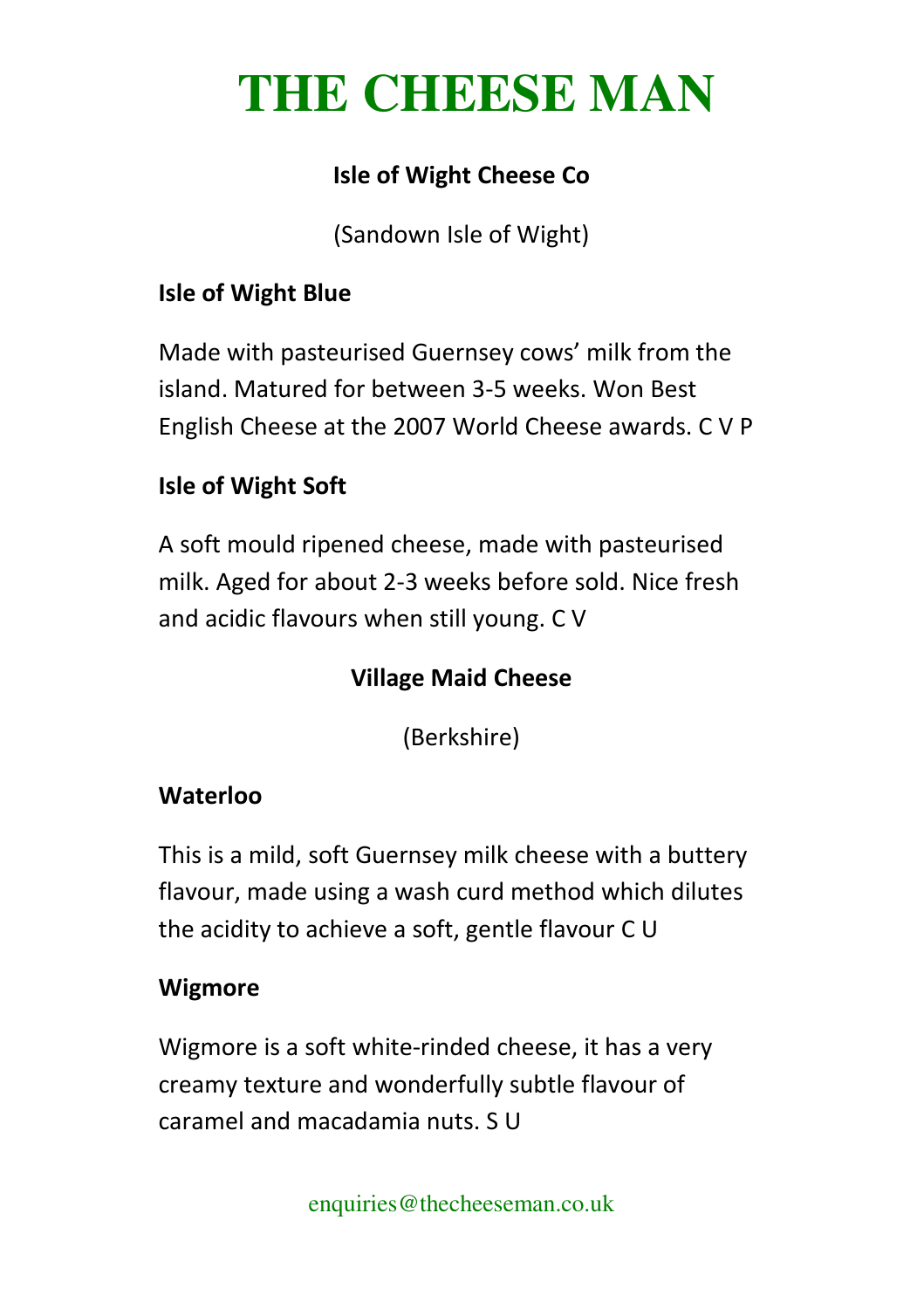# THE CHEESE MAN

## Isle of Wight Cheese Co

(Sandown Isle of Wight)

### Isle of Wight Blue

Made with pasteurised Guernsey cows' milk from the island. Matured for between 3-5 weeks. Won Best English Cheese at the 2007 World Cheese awards. C V P

### Isle of Wight Soft

A soft mould ripened cheese, made with pasteurised milk. Aged for about 2-3 weeks before sold. Nice fresh and acidic flavours when still young. C V

## Village Maid Cheese

(Berkshire)

### Waterloo

This is a mild, soft Guernsey milk cheese with a buttery flavour, made using a wash curd method which dilutes the acidity to achieve a soft, gentle flavour C U

### Wigmore

Wigmore is a soft white-rinded cheese, it has a very creamy texture and wonderfully subtle flavour of caramel and macadamia nuts. S U

enquiries@thecheeseman.co.uk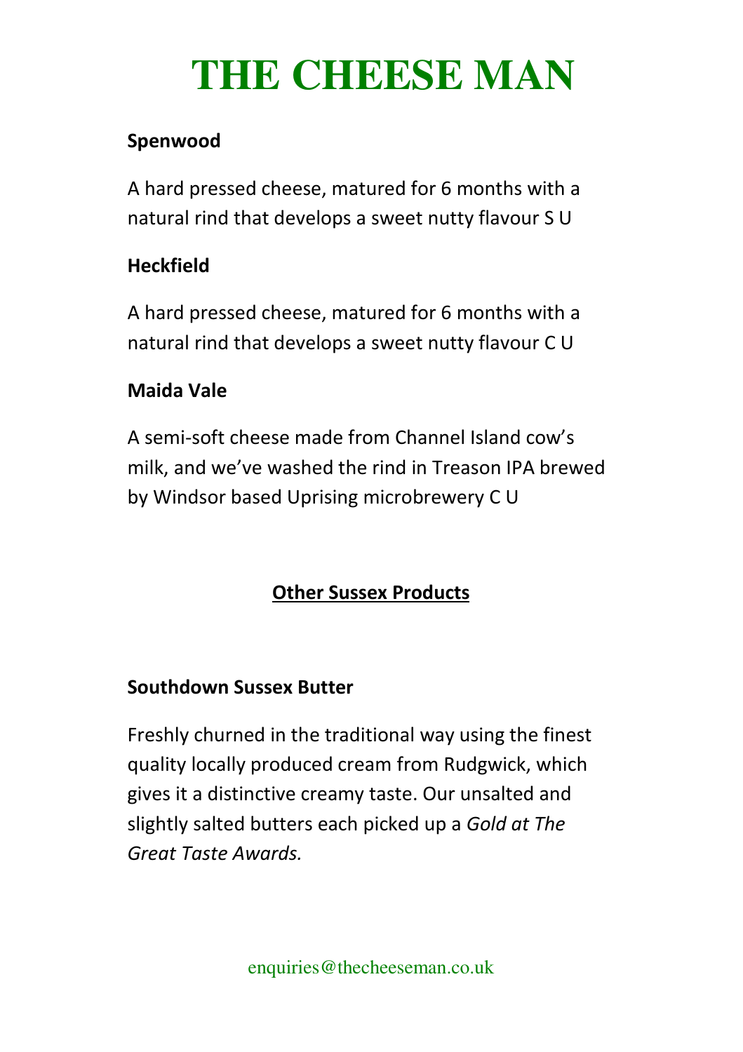# THE CHEESE MAN

**Spenwood**

A hard pressed cheese, matured for 6 months with a natural rind that develops a sweet nutty flavour S U

**Heckfield**

A hard pressed cheese, matured for 6 months with a natural rind that develops a sweet nutty flavour C U

**Maida Vale**

A semi-soft cheese made from Channel Island cow's milk, and we've washed the rind in Treason IPA brewed by Windsor based Uprising microbrewery C U

## Other Sussex Products

**Southdown Sussex Butter**

Freshly churned in the traditional way using the finest quality locally produced cream from Rudgwick, which gives it a distinctive creamy taste. Our unsalted and slightly salted butters each picked up a *Gold at The Great Taste Awards.*

enquiries@thecheeseman.co.uk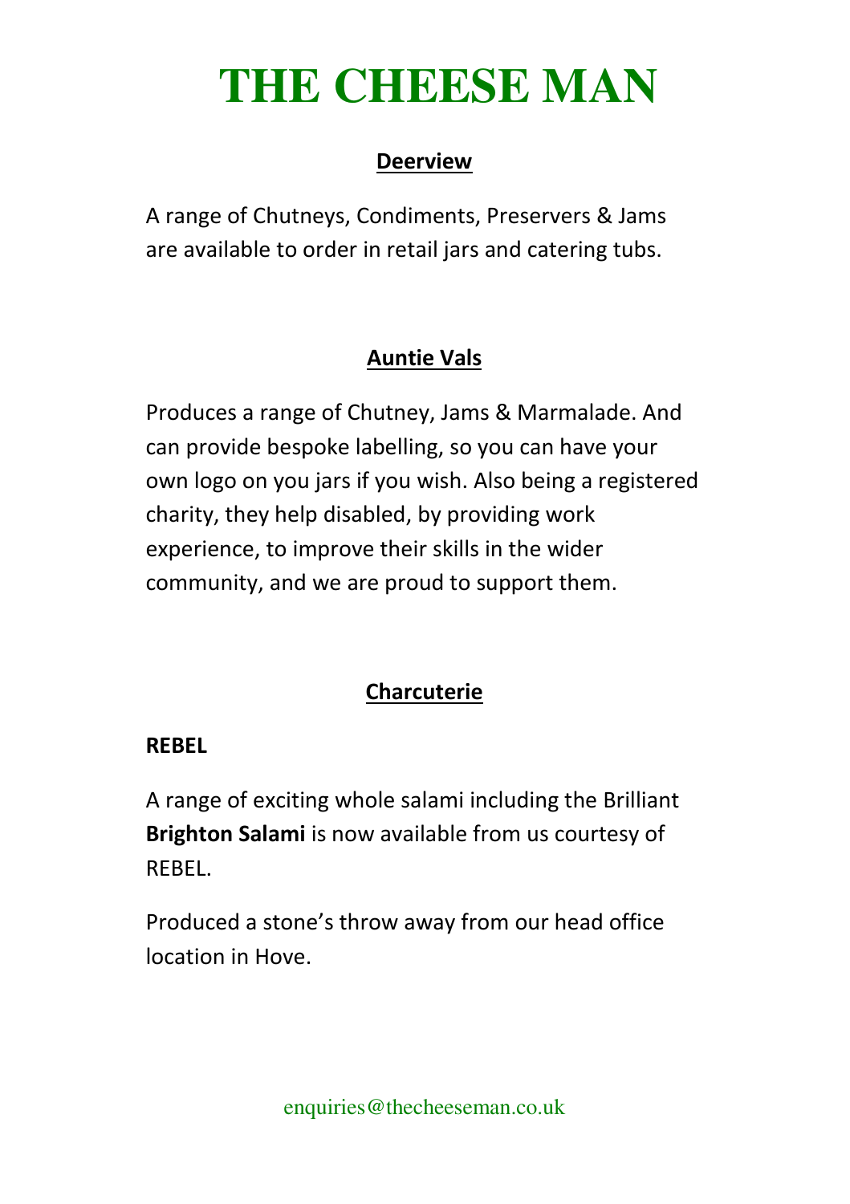# THE CHEESE MAN

## Deerview

A range of Chutneys, Condiments, Preservers & Jams are available to order in retail jars and catering tubs.

## Auntie Vals

Produces a range of Chutney, Jams & Marmalade. And can provide bespoke labelling, so you can have your own logo on you jars if you wish. Also being a registered charity, they help disabled, by providing work experience, to improve their skills in the wider community, and we are proud to support them.

## Charcuterie

**REBEL**

A range of exciting whole salami including the Brilliant **Brighton Salami** is now available from us courtesy of REBEL.

Produced a stone's throw away from our head office location in Hove.

enquiries@thecheeseman.co.uk